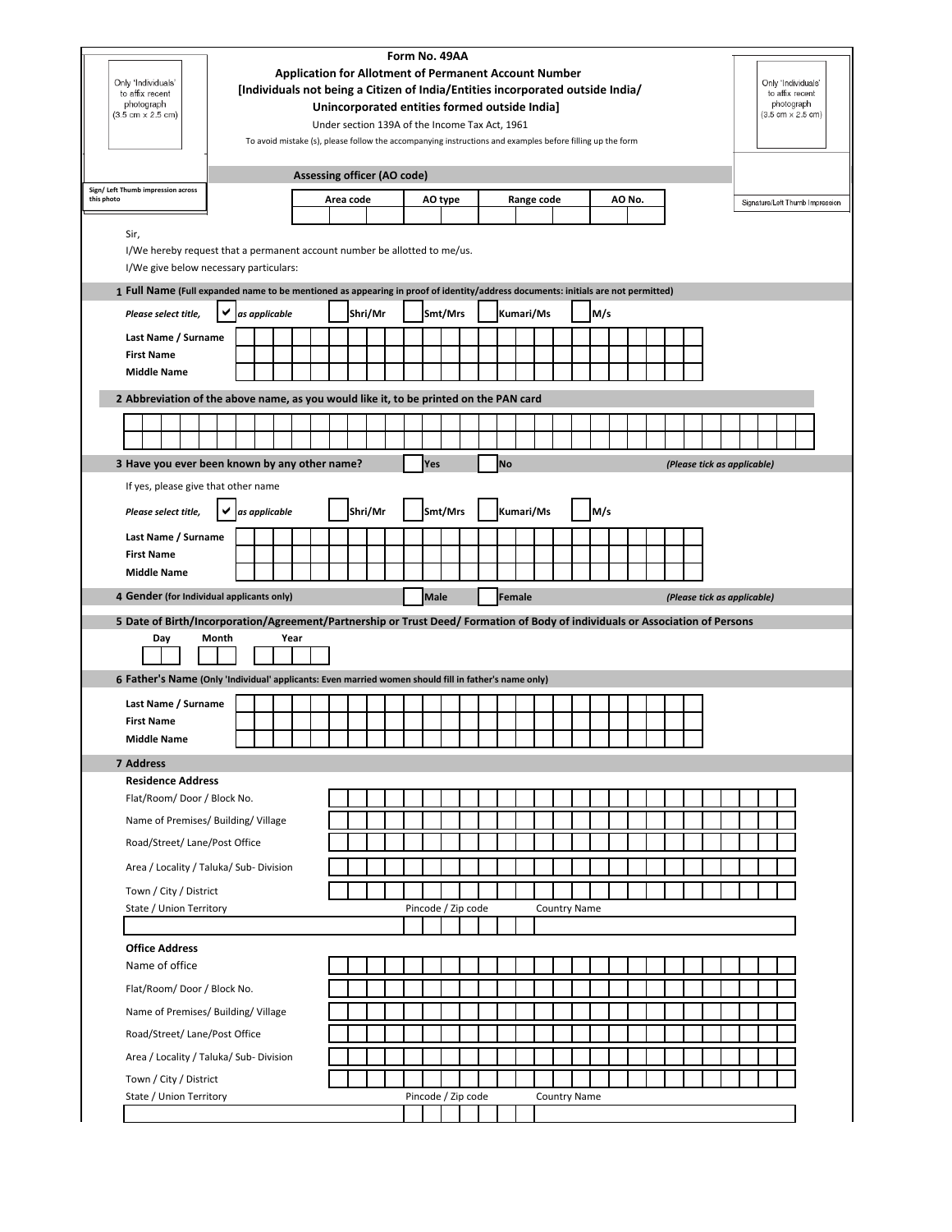# Form No. 49AA

**Application for Allotment of Permanent Account Number**

**[Individuals not being a Citizen of India/Entities incorporated outside India/ Unincorporated entities formed outside India]**

Under section 139A of the Income Tax Act, 1961

To avoid mistake (s), please follow the accompanying instructions and examples before filling up the form

Only 'Individuals' to affix recent photograph (3.5 cm x 2.5 cm)

Sign/ Left Thumb impression across this photo

Only 'Individuals' to affix recent photograph (3.5 cm x 2.5 cm)

Signature/Left Thumb Impression

**Assessing officer (AO code)**

| Area code | AO type | Range code | AO No. |
|---|---|---|---|
| | | | |

Sir,

I/We hereby request that a permanent account number be allotted to me/us.

I/We give below necessary particulars:

**1 Full Name** **(Full expanded name to be mentioned as appearing in proof of identity/address documents: initials are not permitted)**

*Please select title,* ✔ *as applicable* ☐ Shri/Mr ☐ Smt/Mrs ☐ Kumari/Ms ☐ M/s

**Last Name / Surname**

**First Name**

**Middle Name**

**2 Abbreviation of the above name, as you would like it, to be printed on the PAN card**

**3 Have you ever been known by any other name?** ☐ Yes ☐ No *(Please tick as applicable)*

If yes, please give that other name

*Please select title,* ✔ *as applicable* ☐ Shri/Mr ☐ Smt/Mrs ☐ Kumari/Ms ☐ M/s

**Last Name / Surname**

**First Name**

**Middle Name**

**4 Gender** **(for Individual applicants only)** ☐ Male ☐ Female *(Please tick as applicable)*

**5 Date of Birth/Incorporation/Agreement/Partnership or Trust Deed/ Formation of Body of individuals or Association of Persons**

| Day | Month | Year |
|---|---|---|
| | | |

**6 Father's Name** **(Only 'Individual' applicants: Even married women should fill in father's name only)**

**Last Name / Surname**

**First Name**

**Middle Name**

**7 Address**

**Residence Address**

Flat/Room/ Door / Block No.

Name of Premises/ Building/ Village

Road/Street/ Lane/Post Office

Area / Locality / Taluka/ Sub- Division

Town / City / District

| State / Union Territory | Pincode / Zip code | Country Name |
|---|---|---|
| | | |

**Office Address**

Name of office

Flat/Room/ Door / Block No.

Name of Premises/ Building/ Village

Road/Street/ Lane/Post Office

Area / Locality / Taluka/ Sub- Division

Town / City / District

| State / Union Territory | Pincode / Zip code | Country Name |
|---|---|---|
| | | |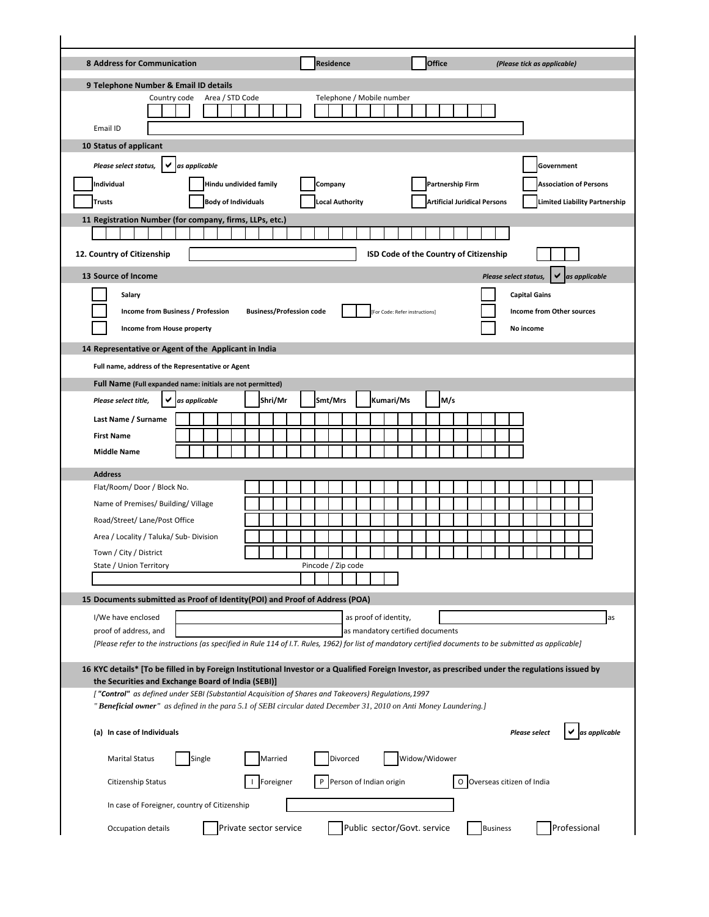**8 Address for Communication** ☐ Residence ☐ Office *(Please tick as applicable)*

**9 Telephone Number & Email ID details**

Country code | Area / STD Code | Telephone / Mobile number

Email ID

**10 Status of applicant**

*Please select status,* ✔ *as applicable*

☐ Government

☐ Individual ☐ Hindu undivided family ☐ Company ☐ Partnership Firm ☐ Association of Persons

☐ Trusts ☐ Body of Individuals ☐ Local Authority ☐ Artificial Juridical Persons ☐ Limited Liability Partnership

**11 Registration Number (for company, firms, LLPs, etc.)**

**12. Country of Citizenship** | **ISD Code of the Country of Citizenship**

**13 Source of Income** *Please select status,* ✔ *as applicable*

☐ Salary ☐ Capital Gains

☐ Income from Business / Profession Business/Profession code [For Code: Refer instructions] ☐ Income from Other sources

☐ Income from House property ☐ No income

**14 Representative or Agent of the Applicant in India**

**Full name, address of the Representative or Agent**

**Full Name (Full expanded name: initials are not permitted)**

*Please select title,* ✔ *as applicable* ☐ Shri/Mr ☐ Smt/Mrs ☐ Kumari/Ms ☐ M/s

**Last Name / Surname**

**First Name**

**Middle Name**

**Address**

Flat/Room/ Door / Block No.

Name of Premises/ Building/ Village

Road/Street/ Lane/Post Office

Area / Locality / Taluka/ Sub- Division

Town / City / District

State / Union Territory | Pincode / Zip code

**15 Documents submitted as Proof of Identity(POI) and Proof of Address (POA)**

I/We have enclosed \_\_\_\_\_\_\_\_\_\_ as proof of identity, \_\_\_\_\_\_\_\_\_\_ as proof of address, and \_\_\_\_\_\_\_\_\_\_ as mandatory certified documents

*[Please refer to the instructions (as specified in Rule 114 of I.T. Rules, 1962) for list of mandatory certified documents to be submitted as applicable]*

**16 KYC details* [To be filled in by Foreign Institutional Investor or a Qualified Foreign Investor, as prescribed under the regulations issued by the Securities and Exchange Board of India (SEBI)]**

*[ **"Control"** as defined under SEBI (Substantial Acquisition of Shares and Takeovers) Regulations,1997*

*" **Beneficial owner**" as defined in the para 5.1 of SEBI circular dated December 31, 2010 on Anti Money Laundering.]*

**(a) In case of Individuals** *Please select* ✔ *as applicable*

Marital Status ☐ Single ☐ Married ☐ Divorced ☐ Widow/Widower

Citizenship Status ☐ I Foreigner ☐ P Person of Indian origin ☐ O Overseas citizen of India

In case of Foreigner, country of Citizenship

Occupation details ☐ Private sector service ☐ Public sector/Govt. service ☐ Business ☐ Professional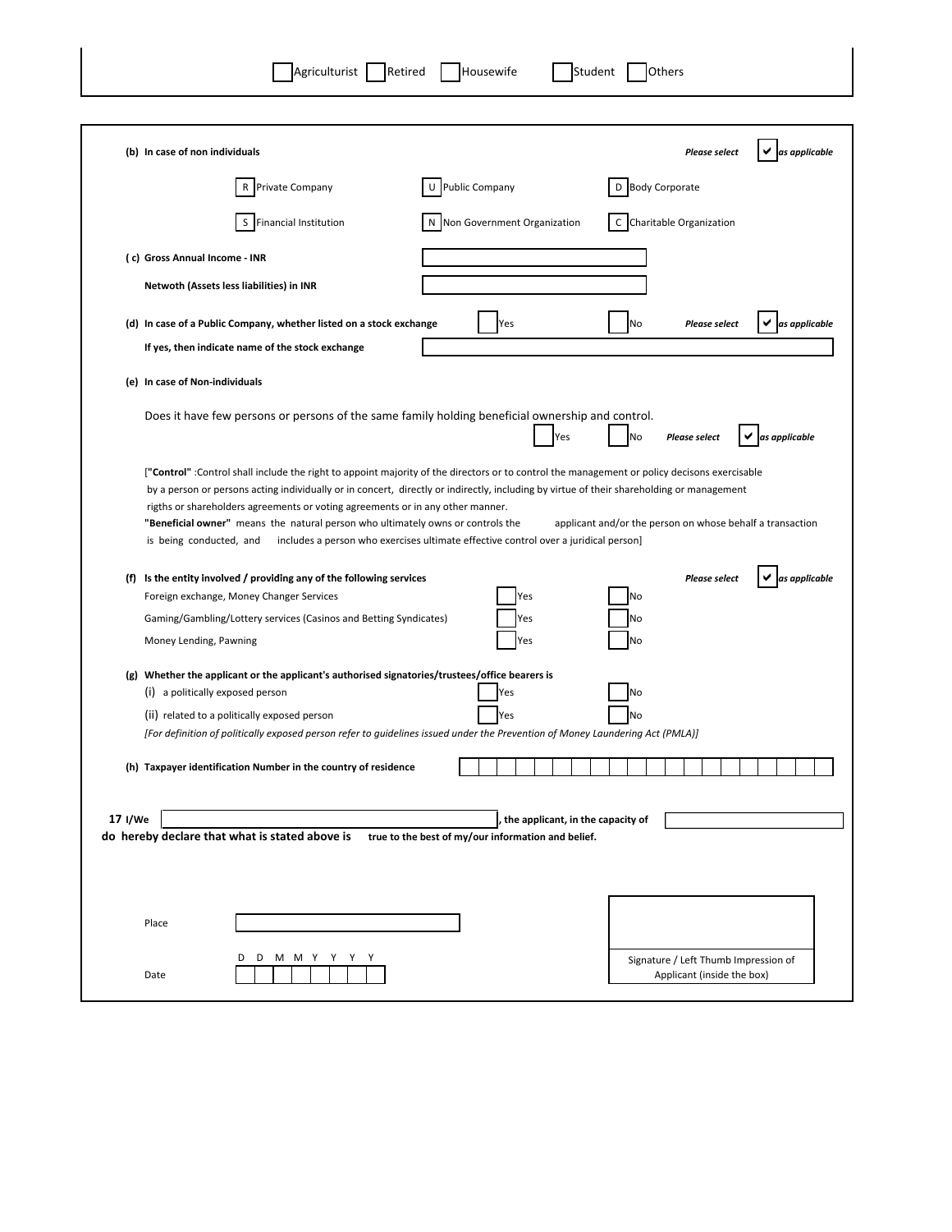☐ Agriculturist ☐ Retired ☐ Housewife ☐ Student ☐ Others

**(b) In case of non individuals** *Please select* ✔ *as applicable*

R Private Company   U Public Company   D Body Corporate

S Financial Institution   N Non Government Organization   C Charitable Organization

**( c) Gross Annual Income - INR** ______________________

**Netwoth (Assets less liabilities) in INR** ______________________

**(d) In case of a Public Company, whether listed on a stock exchange** ☐ Yes ☐ No *Please select* ✔ *as applicable*

**If yes, then indicate name of the stock exchange** ______________________

**(e) In case of Non-individuals**

Does it have few persons or persons of the same family holding beneficial ownership and control.
☐ Yes ☐ No *Please select* ✔ *as applicable*

[**"Control"** :Control shall include the right to appoint majority of the directors or to control the management or policy decisons exercisable by a person or persons acting individually or in concert, directly or indirectly, including by virtue of their shareholding or management rigths or shareholders agreements or voting agreements or in any other manner.
**"Beneficial owner"** means the natural person who ultimately owns or controls the applicant and/or the person on whose behalf a transaction is being conducted, and includes a person who exercises ultimate effective control over a juridical person]

**(f) Is the entity involved / providing any of the following services** *Please select* ✔ *as applicable*

| | | |
|---|---|---|
| Foreign exchange, Money Changer Services | ☐ Yes | ☐ No |
| Gaming/Gambling/Lottery services (Casinos and Betting Syndicates) | ☐ Yes | ☐ No |
| Money Lending, Pawning | ☐ Yes | ☐ No |

**(g) Whether the applicant or the applicant's authorised signatories/trustees/office bearers is**

| | | |
|---|---|---|
| (i) a politically exposed person | ☐ Yes | ☐ No |
| (ii) related to a politically exposed person | ☐ Yes | ☐ No |

*[For definition of politically exposed person refer to guidelines issued under the Prevention of Money Laundering Act (PMLA)]*

**(h) Taxpayer identification Number in the country of residence** ______________________

**17 I/We** ______________________ **, the applicant, in the capacity of** ______________________
**do hereby declare that what is stated above is true to the best of my/our information and belief.**

Place ______________________

Date D D M M Y Y Y Y

Signature / Left Thumb Impression of Applicant (inside the box)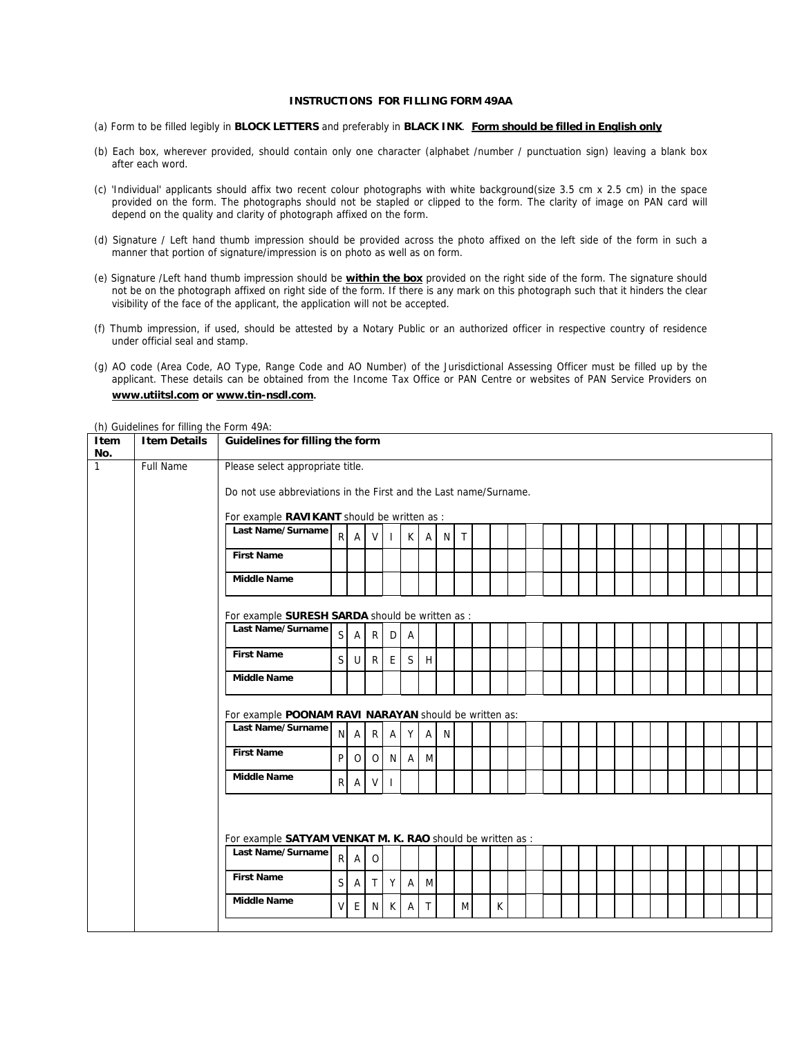**INSTRUCTIONS FOR FILLING FORM 49AA**

(a) Form to be filled legibly in **BLOCK LETTERS** and preferably in **BLACK INK**. **Form should be filled in English only**

(b) Each box, wherever provided, should contain only one character (alphabet /number / punctuation sign) leaving a blank box after each word.

(c) 'Individual' applicants should affix two recent colour photographs with white background(size 3.5 cm x 2.5 cm) in the space provided on the form. The photographs should not be stapled or clipped to the form. The clarity of image on PAN card will depend on the quality and clarity of photograph affixed on the form.

(d) Signature / Left hand thumb impression should be provided across the photo affixed on the left side of the form in such a manner that portion of signature/impression is on photo as well as on form.

(e) Signature /Left hand thumb impression should be **within the box** provided on the right side of the form. The signature should not be on the photograph affixed on right side of the form. If there is any mark on this photograph such that it hinders the clear visibility of the face of the applicant, the application will not be accepted.

(f) Thumb impression, if used, should be attested by a Notary Public or an authorized officer in respective country of residence under official seal and stamp.

(g) AO code (Area Code, AO Type, Range Code and AO Number) of the Jurisdictional Assessing Officer must be filled up by the applicant. These details can be obtained from the Income Tax Office or PAN Centre or websites of PAN Service Providers on **www.utiitsl.com or www.tin-nsdl.com**.

(h) Guidelines for filling the Form 49A:

| Item No. | Item Details | Guidelines for filling the form |
|---|---|---|
| 1 | Full Name | Please select appropriate title.<br><br>Do not use abbreviations in the First and the Last name/Surname.<br><br>For example **RAVIKANT** should be written as :<br>Last Name/Surname: R A V I K A N T<br>First Name:<br>Middle Name:<br><br>For example **SURESH SARDA** should be written as :<br>Last Name/Surname: S A R D A<br>First Name: S U R E S H<br>Middle Name:<br><br>For example **POONAM RAVI NARAYAN** should be written as:<br>Last Name/Surname: N A R A Y A N<br>First Name: P O O N A M<br>Middle Name: R A V I<br><br>For example **SATYAM VENKAT M. K. RAO** should be written as :<br>Last Name/Surname: R A O<br>First Name: S A T Y A M<br>Middle Name: V E N K A T &nbsp; M &nbsp; K |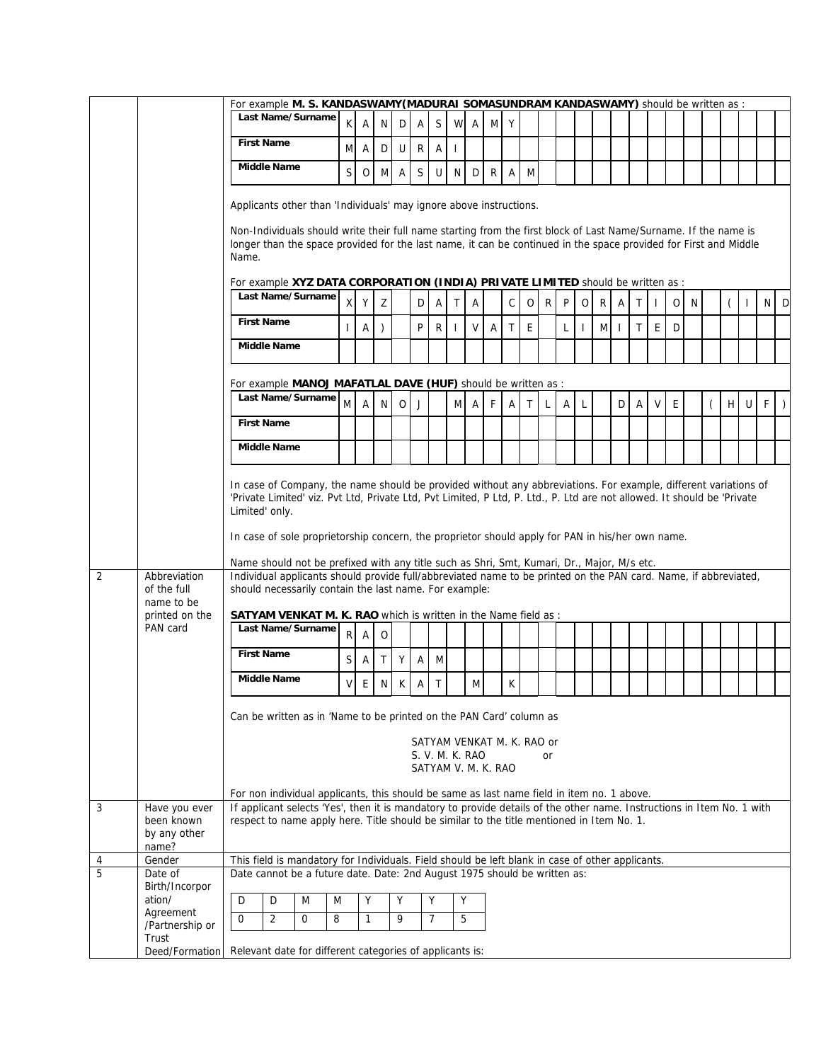| | | For example **M. S. KANDASWAMY(MADURAI SOMASUNDRAM KANDASWAMY)** should be written as : |
|---|---|---|
| | | |

| Last Name/Surname | K | A | N | D | A | S | W | A | M | Y |
|---|---|---|---|---|---|---|---|---|---|---|
| First Name | M | A | D | U | R | A | I | | | |
| Middle Name | S | O | M | A | S | U | N | D | R | A | M |

Applicants other than 'Individuals' may ignore above instructions.

Non-Individuals should write their full name starting from the first block of Last Name/Surname. If the name is longer than the space provided for the last name, it can be continued in the space provided for First and Middle Name.

For example **XYZ DATA CORPORATION (INDIA) PRIVATE LIMITED** should be written as :

| Last Name/Surname | X | Y | Z | | D | A | T | A | | C | O | R | P | O | R | A | T | I | O | N | | ( | I | N | D |
|---|---|---|---|---|---|---|---|---|---|---|---|---|---|---|---|---|---|---|---|---|---|---|---|---|---|
| First Name | I | A | ) | | P | R | I | V | A | T | E | | L | I | M | I | T | E | D | | | | | | |
| Middle Name | | | | | | | | | | | | | | | | | | | | | | | | | |

For example **MANOJ MAFATLAL DAVE (HUF)** should be written as :

| Last Name/Surname | M | A | N | O | J | | M | A | F | A | T | L | A | L | | D | A | V | E | | ( | H | U | F | ) |
|---|---|---|---|---|---|---|---|---|---|---|---|---|---|---|---|---|---|---|---|---|---|---|---|---|---|
| First Name | | | | | | | | | | | | | | | | | | | | | | | | | |
| Middle Name | | | | | | | | | | | | | | | | | | | | | | | | | |

In case of Company, the name should be provided without any abbreviations. For example, different variations of 'Private Limited' viz. Pvt Ltd, Private Ltd, Pvt Limited, P Ltd, P. Ltd., P. Ltd are not allowed. It should be 'Private Limited' only.

In case of sole proprietorship concern, the proprietor should apply for PAN in his/her own name.

Name should not be prefixed with any title such as Shri, Smt, Kumari, Dr., Major, M/s etc.

**2 — Abbreviation of the full name to be printed on the PAN card**

Individual applicants should provide full/abbreviated name to be printed on the PAN card. Name, if abbreviated, should necessarily contain the last name. For example:

**SATYAM VENKAT M. K. RAO** which is written in the Name field as :

| Last Name/Surname | R | A | O | | | | | | | |
|---|---|---|---|---|---|---|---|---|---|---|
| First Name | S | A | T | Y | A | M | | | | |
| Middle Name | V | E | N | K | A | T | | M | | K |

Can be written as in 'Name to be printed on the PAN Card' column as

SATYAM VENKAT M. K. RAO or
S. V. M. K. RAO or
SATYAM V. M. K. RAO

For non individual applicants, this should be same as last name field in item no. 1 above.

| No. | Field | Instructions |
|---|---|---|
| 3 | Have you ever been known by any other name? | If applicant selects 'Yes', then it is mandatory to provide details of the other name. Instructions in Item No. 1 with respect to name apply here. Title should be similar to the title mentioned in Item No. 1. |
| 4 | Gender | This field is mandatory for Individuals. Field should be left blank in case of other applicants. |
| 5 | Date of Birth/Incorporation/ Agreement /Partnership or Trust Deed/Formation | Date cannot be a future date. Date: 2nd August 1975 should be written as: |

| D | D | M | M | Y | Y | Y | Y |
|---|---|---|---|---|---|---|---|
| 0 | 2 | 0 | 8 | 1 | 9 | 7 | 5 |

Relevant date for different categories of applicants is: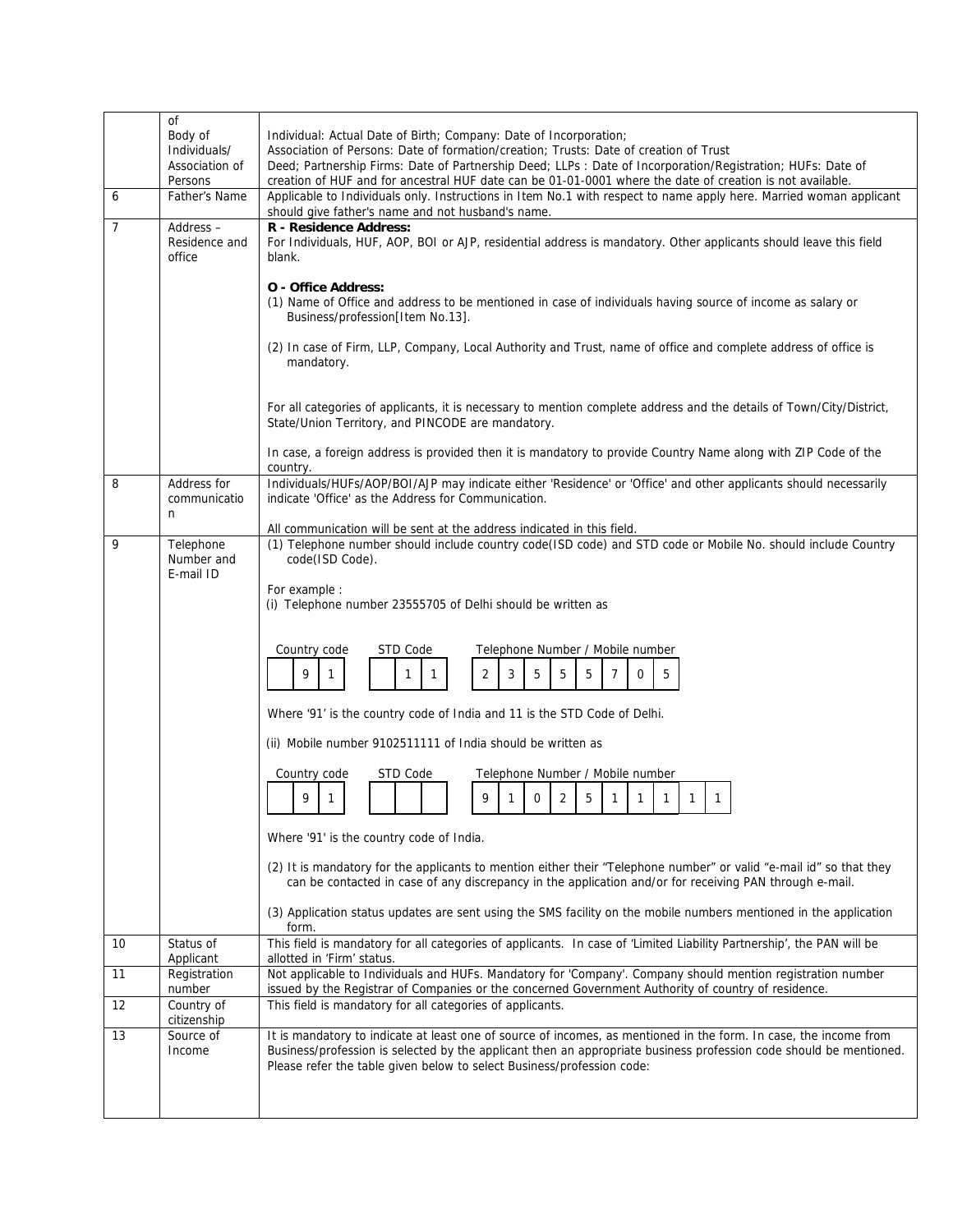| | | |
|---|---|---|
| | of Body of Individuals/ Association of Persons | Individual: Actual Date of Birth; Company: Date of Incorporation; Association of Persons: Date of formation/creation; Trusts: Date of creation of Trust Deed; Partnership Firms: Date of Partnership Deed; LLPs : Date of Incorporation/Registration; HUFs: Date of creation of HUF and for ancestral HUF date can be 01-01-0001 where the date of creation is not available. |
| 6 | Father's Name | Applicable to Individuals only. Instructions in Item No.1 with respect to name apply here. Married woman applicant should give father's name and not husband's name. |
| 7 | Address – Residence and office | **R - Residence Address:**<br>For Individuals, HUF, AOP, BOI or AJP, residential address is mandatory. Other applicants should leave this field blank.<br><br>**O - Office Address:**<br>(1) Name of Office and address to be mentioned in case of individuals having source of income as salary or Business/profession[Item No.13].<br><br>(2) In case of Firm, LLP, Company, Local Authority and Trust, name of office and complete address of office is mandatory.<br><br>For all categories of applicants, it is necessary to mention complete address and the details of Town/City/District, State/Union Territory, and PINCODE are mandatory.<br><br>In case, a foreign address is provided then it is mandatory to provide Country Name along with ZIP Code of the country. |
| 8 | Address for communication | Individuals/HUFs/AOP/BOI/AJP may indicate either 'Residence' or 'Office' and other applicants should necessarily indicate 'Office' as the Address for Communication.<br><br>All communication will be sent at the address indicated in this field. |
| 9 | Telephone Number and E-mail ID | (1) Telephone number should include country code(ISD code) and STD code or Mobile No. should include Country code(ISD Code).<br><br>For example :<br>(i) Telephone number 23555705 of Delhi should be written as<br><br>Country code: 9 1 &nbsp; STD Code: 1 1 &nbsp; Telephone Number / Mobile number: 2 3 5 5 5 7 0 5<br><br>Where '91' is the country code of India and 11 is the STD Code of Delhi.<br><br>(ii) Mobile number 9102511111 of India should be written as<br><br>Country code: 9 1 &nbsp; STD Code: &nbsp; Telephone Number / Mobile number: 9 1 0 2 5 1 1 1 1 1<br><br>Where '91' is the country code of India.<br><br>(2) It is mandatory for the applicants to mention either their "Telephone number" or valid "e-mail id" so that they can be contacted in case of any discrepancy in the application and/or for receiving PAN through e-mail.<br><br>(3) Application status updates are sent using the SMS facility on the mobile numbers mentioned in the application form. |
| 10 | Status of Applicant | This field is mandatory for all categories of applicants. In case of 'Limited Liability Partnership', the PAN will be allotted in 'Firm' status. |
| 11 | Registration number | Not applicable to Individuals and HUFs. Mandatory for 'Company'. Company should mention registration number issued by the Registrar of Companies or the concerned Government Authority of country of residence. |
| 12 | Country of citizenship | This field is mandatory for all categories of applicants. |
| 13 | Source of Income | It is mandatory to indicate at least one of source of incomes, as mentioned in the form. In case, the income from Business/profession is selected by the applicant then an appropriate business profession code should be mentioned. Please refer the table given below to select Business/profession code: |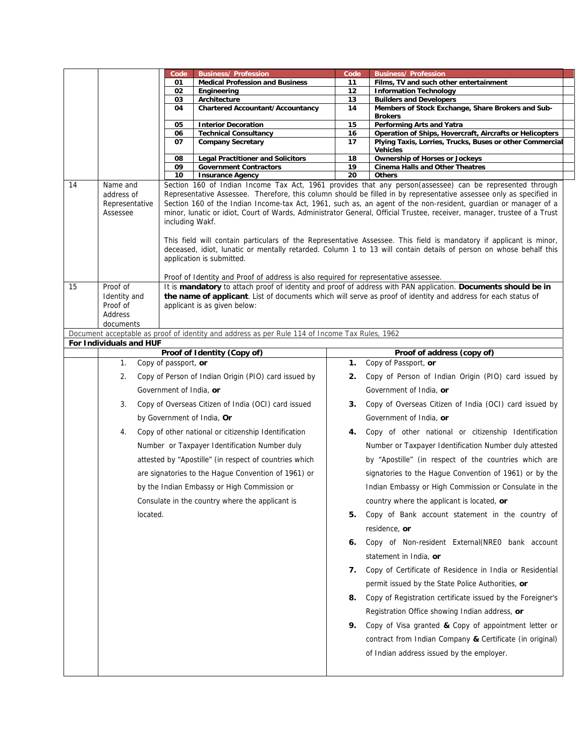| Code | Business/ Profession | Code | Business/ Profession |
|---|---|---|---|
| 01 | Medical Profession and Business | 11 | Films, TV and such other entertainment |
| 02 | Engineering | 12 | Information Technology |
| 03 | Architecture | 13 | Builders and Developers |
| 04 | Chartered Accountant/Accountancy | 14 | Members of Stock Exchange, Share Brokers and Sub-Brokers |
| 05 | Interior Decoration | 15 | Performing Arts and Yatra |
| 06 | Technical Consultancy | 16 | Operation of Ships, Hovercraft, Aircrafts or Helicopters |
| 07 | Company Secretary | 17 | Plying Taxis, Lorries, Trucks, Buses or other Commercial Vehicles |
| 08 | Legal Practitioner and Solicitors | 18 | Ownership of Horses or Jockeys |
| 09 | Government Contractors | 19 | Cinema Halls and Other Theatres |
| 10 | Insurance Agency | 20 | Others |

| | | |
|---|---|---|
| 14 | Name and address of Representative Assessee | Section 160 of Indian Income Tax Act, 1961 provides that any person(assessee) can be represented through Representative Assessee. Therefore, this column should be filled in by representative assessee only as specified in Section 160 of the Indian Income-tax Act, 1961, such as, an agent of the non-resident, guardian or manager of a minor, lunatic or idiot, Court of Wards, Administrator General, Official Trustee, receiver, manager, trustee of a Trust including Wakf.<br><br>This field will contain particulars of the Representative Assessee. This field is mandatory if applicant is minor, deceased, idiot, lunatic or mentally retarded. Column 1 to 13 will contain details of person on whose behalf this application is submitted.<br><br>Proof of Identity and Proof of address is also required for representative assessee. |
| 15 | Proof of Identity and Proof of Address documents | It is **mandatory** to attach proof of identity and proof of address with PAN application. **Documents should be in the name of applicant**. List of documents which will serve as proof of identity and address for each status of applicant is as given below: |

Document acceptable as proof of identity and address as per Rule 114 of Income Tax Rules, 1962

**For Individuals and HUF**

| Proof of Identity (Copy of) | Proof of address (copy of) |
|---|---|
| 1. Copy of passport, **or**<br>2. Copy of Person of Indian Origin (PIO) card issued by Government of India, **or**<br>3. Copy of Overseas Citizen of India (OCI) card issued by Government of India, **Or**<br>4. Copy of other national or citizenship Identification Number or Taxpayer Identification Number duly attested by "Apostille" (in respect of countries which are signatories to the Hague Convention of 1961) or by the Indian Embassy or High Commission or Consulate in the country where the applicant is located. | **1.** Copy of Passport, **or**<br>**2.** Copy of Person of Indian Origin (PIO) card issued by Government of India, **or**<br>**3.** Copy of Overseas Citizen of India (OCI) card issued by Government of India, **or**<br>**4.** Copy of other national or citizenship Identification Number or Taxpayer Identification Number duly attested by "Apostille" (in respect of the countries which are signatories to the Hague Convention of 1961) or by the Indian Embassy or High Commission or Consulate in the country where the applicant is located, **or**<br>**5.** Copy of Bank account statement in the country of residence, **or**<br>**6.** Copy of Non-resident External(NRE0 bank account statement in India, **or**<br>**7.** Copy of Certificate of Residence in India or Residential permit issued by the State Police Authorities, **or**<br>**8.** Copy of Registration certificate issued by the Foreigner's Registration Office showing Indian address, **or**<br>**9.** Copy of Visa granted **&** Copy of appointment letter or contract from Indian Company **&** Certificate (in original) of Indian address issued by the employer. |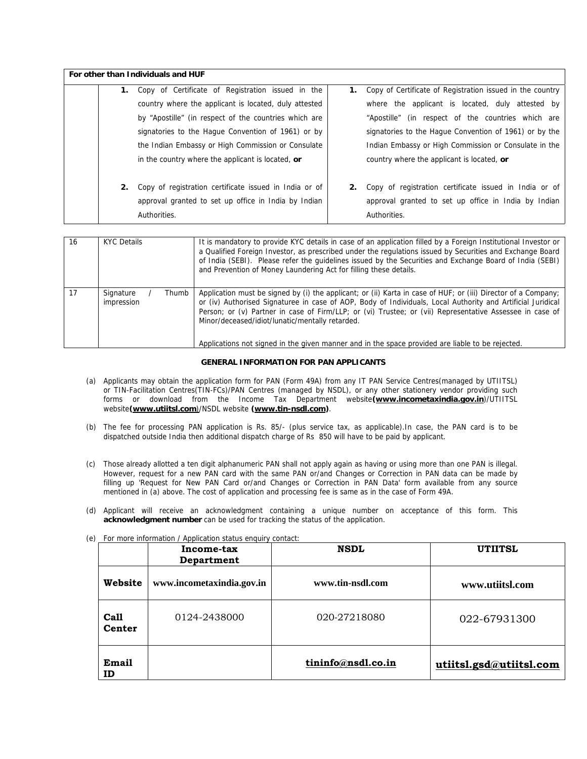| For other than Individuals and HUF | | |
|---|---|---|
| | **1.** Copy of Certificate of Registration issued in the country where the applicant is located, duly attested by "Apostille" (in respect of the countries which are signatories to the Hague Convention of 1961) or by the Indian Embassy or High Commission or Consulate in the country where the applicant is located, **or**<br><br>**2.** Copy of registration certificate issued in India or of approval granted to set up office in India by Indian Authorities. | **1.** Copy of Certificate of Registration issued in the country where the applicant is located, duly attested by "Apostille" (in respect of the countries which are signatories to the Hague Convention of 1961) or by the Indian Embassy or High Commission or Consulate in the country where the applicant is located, **or**<br><br>**2.** Copy of registration certificate issued in India or of approval granted to set up office in India by Indian Authorities. |

| | | |
|---|---|---|
| 16 | KYC Details | It is mandatory to provide KYC details in case of an application filled by a Foreign Institutional Investor or a Qualified Foreign Investor, as prescribed under the regulations issued by Securities and Exchange Board of India (SEBI). Please refer the guidelines issued by the Securities and Exchange Board of India (SEBI) and Prevention of Money Laundering Act for filling these details. |
| 17 | Signature / Thumb impression | Application must be signed by (i) the applicant; or (ii) Karta in case of HUF; or (iii) Director of a Company; or (iv) Authorised Signaturee in case of AOP, Body of Individuals, Local Authority and Artificial Juridical Person; or (v) Partner in case of Firm/LLP; or (vi) Trustee; or (vii) Representative Assessee in case of Minor/deceased/idiot/lunatic/mentally retarded.<br><br>Applications not signed in the given manner and in the space provided are liable to be rejected. |

## GENERAL INFORMATION FOR PAN APPLICANTS

(a) Applicants may obtain the application form for PAN (Form 49A) from any IT PAN Service Centres(managed by UTIITSL) or TIN-Facilitation Centres(TIN-FCs)/PAN Centres (managed by NSDL), or any other stationery vendor providing such forms or download from the Income Tax Department website**(www.incometaxindia.gov.in)**/UTIITSL website**(www.utiitsl.com)**/NSDL website **(www.tin-nsdl.com)**.

(b) The fee for processing PAN application is Rs. 85/- (plus service tax, as applicable).In case, the PAN card is to be dispatched outside India then additional dispatch charge of Rs 850 will have to be paid by applicant.

(c) Those already allotted a ten digit alphanumeric PAN shall not apply again as having or using more than one PAN is illegal. However, request for a new PAN card with the same PAN or/and Changes or Correction in PAN data can be made by filling up 'Request for New PAN Card or/and Changes or Correction in PAN Data' form available from any source mentioned in (a) above. The cost of application and processing fee is same as in the case of Form 49A.

(d) Applicant will receive an acknowledgment containing a unique number on acceptance of this form. This **acknowledgment number** can be used for tracking the status of the application.

(e) For more information / Application status enquiry contact:

| | Income-tax Department | NSDL | UTIITSL |
|---|---|---|---|
| **Website** | www.incometaxindia.gov.in | www.tin-nsdl.com | www.utiitsl.com |
| **Call Center** | 0124-2438000 | 020-27218080 | 022-67931300 |
| **Email ID** | | tininfo@nsdl.co.in | utiitsl.gsd@utiitsl.com |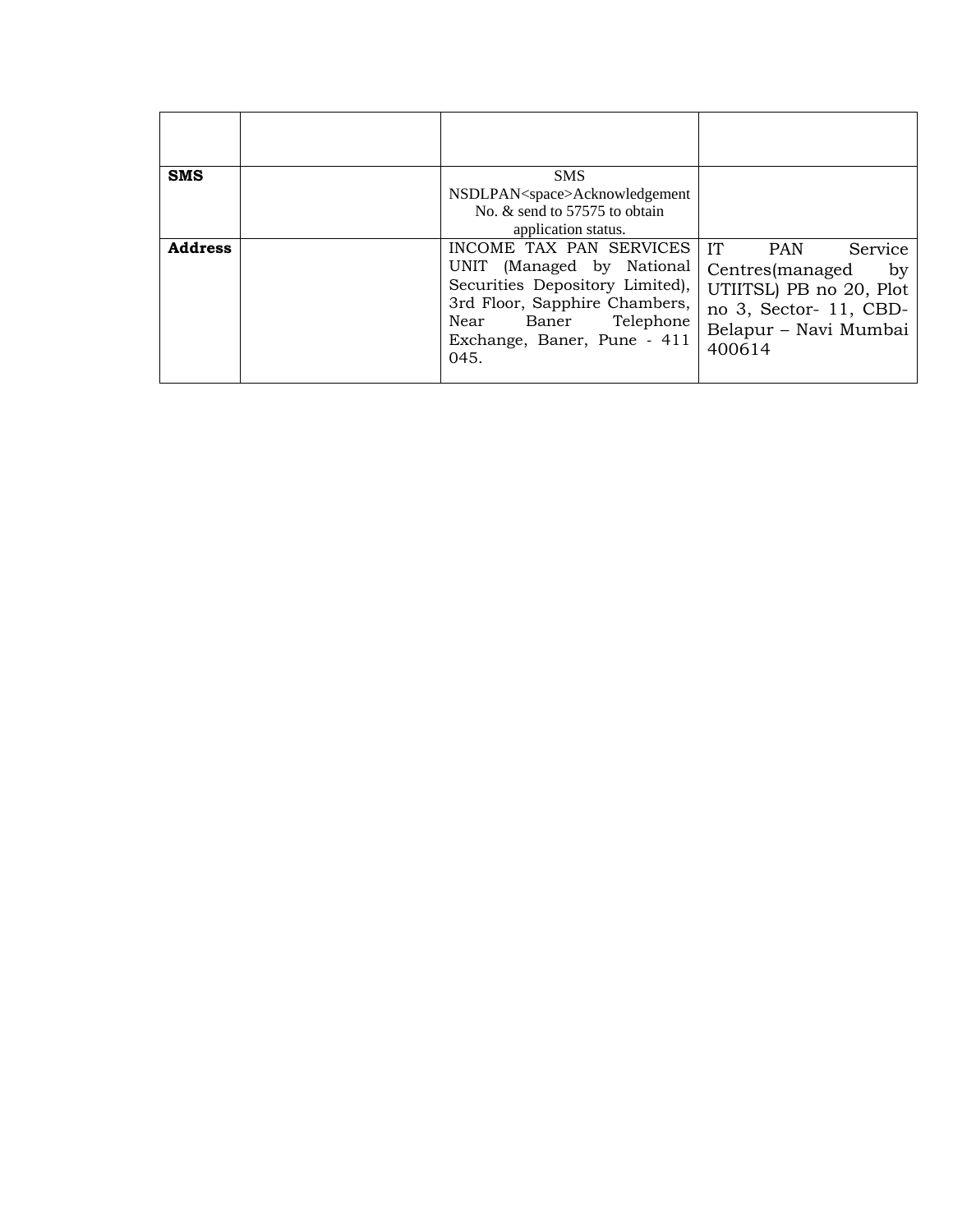| | | | |
|---|---|---|---|
| **SMS** | | SMS NSDLPAN<space>Acknowledgement No. & send to 57575 to obtain application status. | |
| **Address** | | INCOME TAX PAN SERVICES UNIT (Managed by National Securities Depository Limited), 3rd Floor, Sapphire Chambers, Near Baner Telephone Exchange, Baner, Pune - 411 045. | IT PAN Service Centres(managed by UTIITSL) PB no 20, Plot no 3, Sector- 11, CBD-Belapur – Navi Mumbai 400614 |